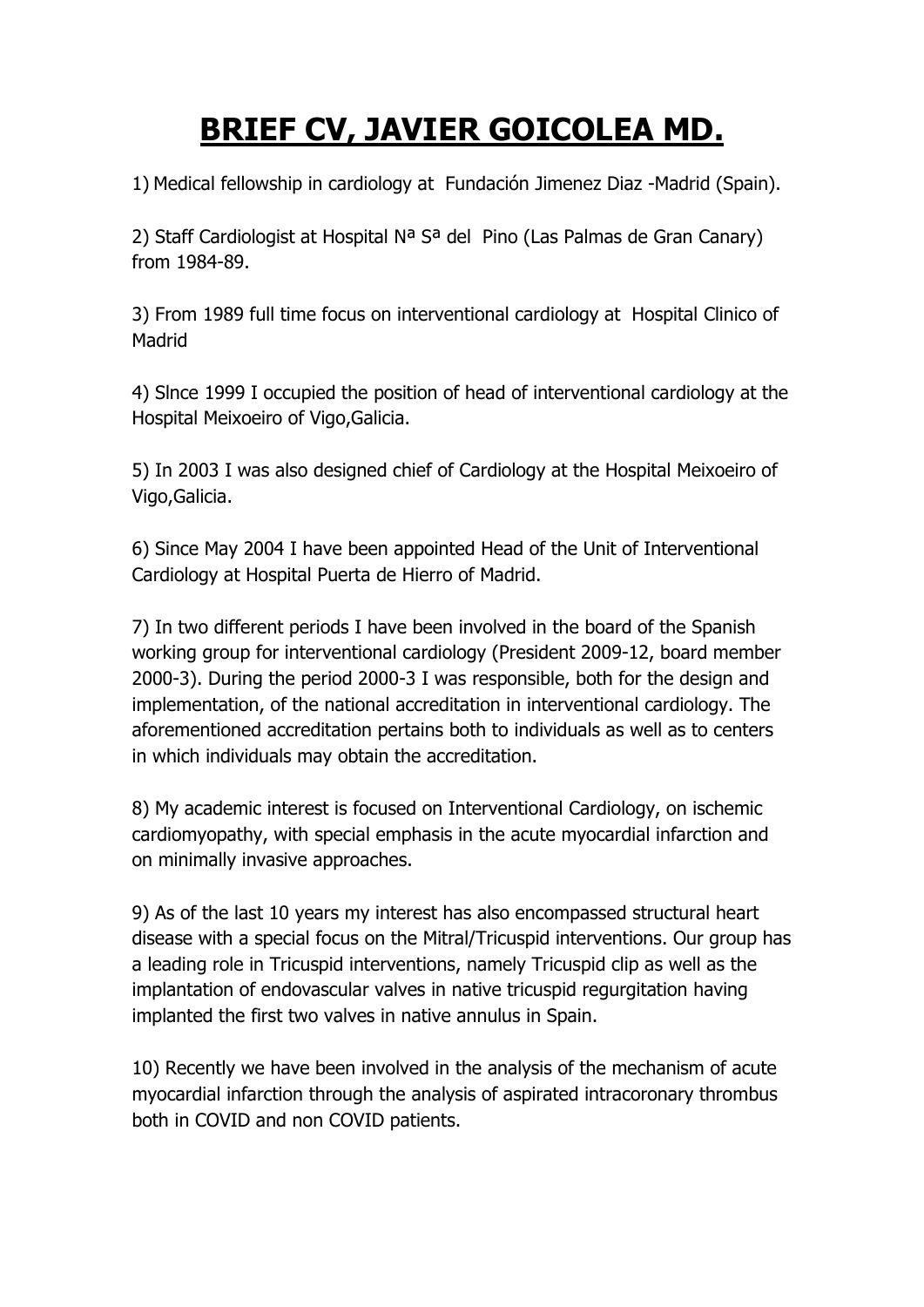# BRIEF CV, JAVIER GOICOLEA MD.

1) Medical fellowship in cardiology at Fundación Jimenez Diaz -Madrid (Spain).

2) Staff Cardiologist at Hospital Nª Sª del Pino (Las Palmas de Gran Canary) from 1984-89.

3) From 1989 full time focus on interventional cardiology at Hospital Clinico of Madrid

4) SInce 1999 I occupied the position of head of interventional cardiology at the Hospital Meixoeiro of Vigo,Galicia.

5) In 2003 I was also designed chief of Cardiology at the Hospital Meixoeiro of Vigo,Galicia.

6) Since May 2004 I have been appointed Head of the Unit of Interventional Cardiology at Hospital Puerta de Hierro of Madrid.

7) In two different periods I have been involved in the board of the Spanish working group for interventional cardiology (President 2009-12, board member 2000-3). During the period 2000-3 I was responsible, both for the design and implementation, of the national accreditation in interventional cardiology. The aforementioned accreditation pertains both to individuals as well as to centers in which individuals may obtain the accreditation.

8) My academic interest is focused on Interventional Cardiology, on ischemic cardiomyopathy, with special emphasis in the acute myocardial infarction and on minimally invasive approaches.

9) As of the last 10 years my interest has also encompassed structural heart disease with a special focus on the Mitral/Tricuspid interventions. Our group has a leading role in Tricuspid interventions, namely Tricuspid clip as well as the implantation of endovascular valves in native tricuspid regurgitation having implanted the first two valves in native annulus in Spain.

10) Recently we have been involved in the analysis of the mechanism of acute myocardial infarction through the analysis of aspirated intracoronary thrombus both in COVID and non COVID patients.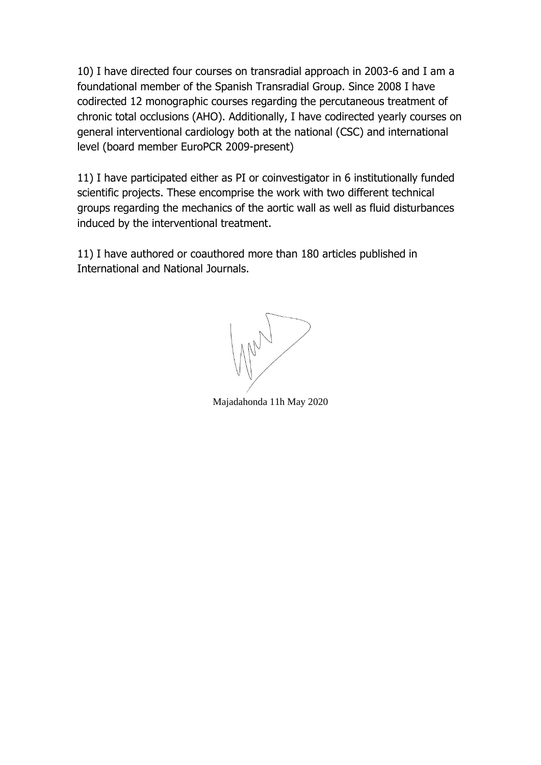10) I have directed four courses on transradial approach in 2003-6 and I am a foundational member of the Spanish Transradial Group. Since 2008 I have codirected 12 monographic courses regarding the percutaneous treatment of chronic total occlusions (AHO). Additionally, I have codirected yearly courses on general interventional cardiology both at the national (CSC) and international level (board member EuroPCR 2009-present)

11) I have participated either as PI or coinvestigator in 6 institutionally funded scientific projects. These encomprise the work with two different technical groups regarding the mechanics of the aortic wall as well as fluid disturbances induced by the interventional treatment.

11) I have authored or coauthored more than 180 articles published in International and National Journals.

Majadahonda 11h May 2020